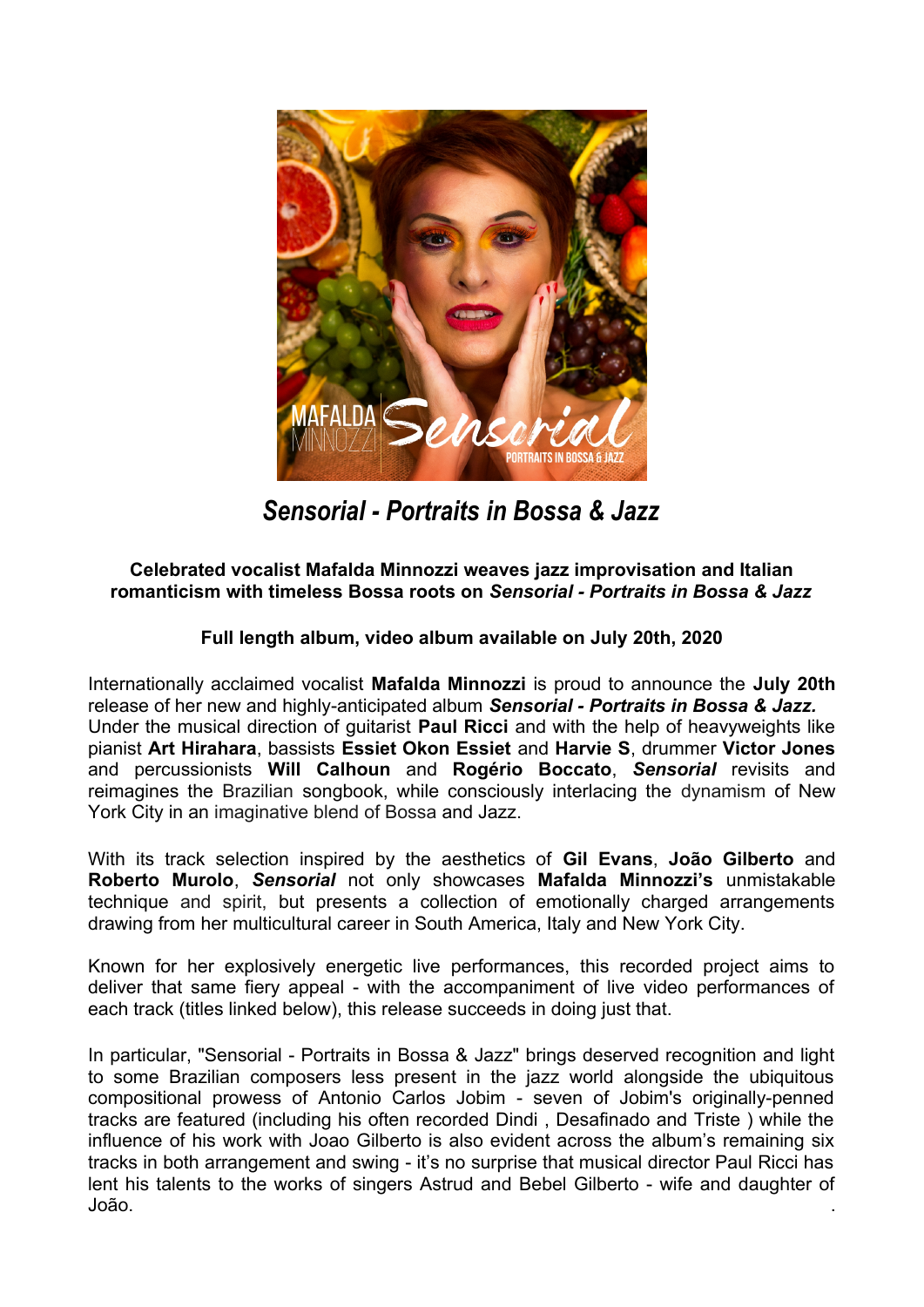# *Sensorial - Portraits in Bossa & Jazz*

**Celebrated vocalist Mafalda Minnozzi weaves jazz improvisation and Italian romanticism with timeless Bossa roots on *Sensorial - Portraits in Bossa & Jazz***

**Full length album, video album available on July 20th, 2020**

Internationally acclaimed vocalist **Mafalda Minnozzi** is proud to announce the **July 20th** release of her new and highly-anticipated album ***Sensorial - Portraits in Bossa & Jazz.*** Under the musical direction of guitarist **Paul Ricci** and with the help of heavyweights like pianist **Art Hirahara**, bassists **Essiet Okon Essiet** and **Harvie S**, drummer **Victor Jones** and percussionists **Will Calhoun** and **Rogério Boccato**, ***Sensorial*** revisits and reimagines the Brazilian songbook, while consciously interlacing the dynamism of New York City in an imaginative blend of Bossa and Jazz.

With its track selection inspired by the aesthetics of **Gil Evans**, **João Gilberto** and **Roberto Murolo**, ***Sensorial*** not only showcases **Mafalda Minnozzi's** unmistakable technique and spirit, but presents a collection of emotionally charged arrangements drawing from her multicultural career in South America, Italy and New York City.

Known for her explosively energetic live performances, this recorded project aims to deliver that same fiery appeal - with the accompaniment of live video performances of each track (titles linked below), this release succeeds in doing just that.

In particular, "Sensorial - Portraits in Bossa & Jazz" brings deserved recognition and light to some Brazilian composers less present in the jazz world alongside the ubiquitous compositional prowess of Antonio Carlos Jobim - seven of Jobim's originally-penned tracks are featured (including his often recorded Dindi , Desafinado and Triste ) while the influence of his work with Joao Gilberto is also evident across the album's remaining six tracks in both arrangement and swing - it's no surprise that musical director Paul Ricci has lent his talents to the works of singers Astrud and Bebel Gilberto - wife and daughter of João.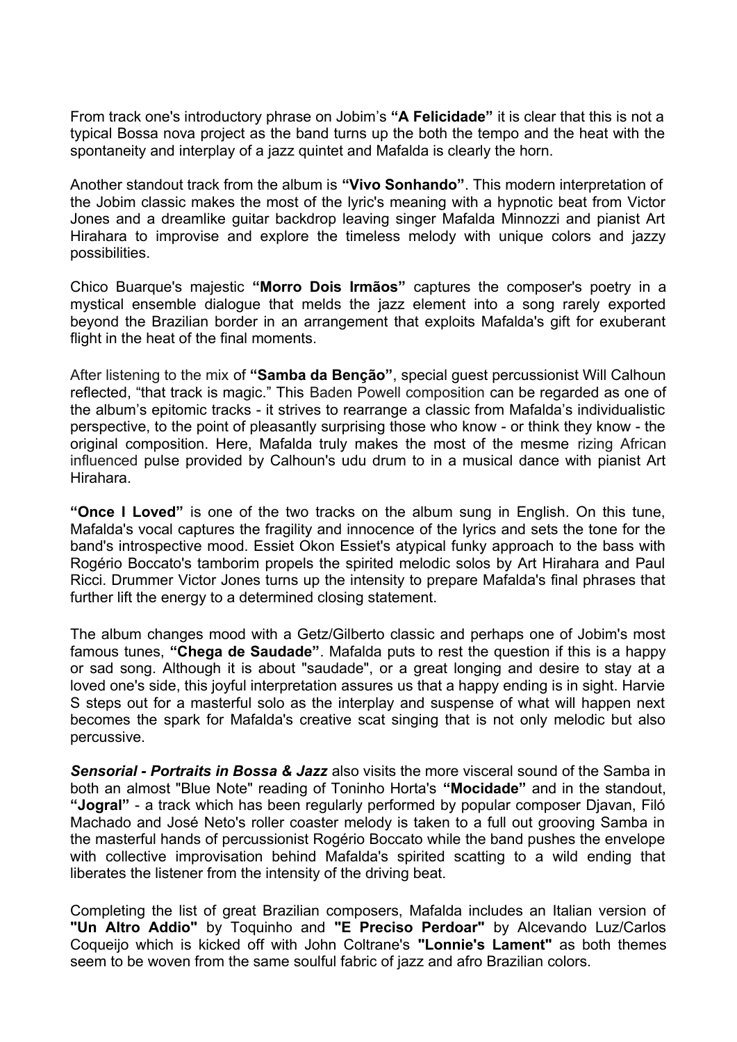From track one's introductory phrase on Jobim's **"A Felicidade"** it is clear that this is not a typical Bossa nova project as the band turns up the both the tempo and the heat with the spontaneity and interplay of a jazz quintet and Mafalda is clearly the horn.

Another standout track from the album is **"Vivo Sonhando"**. This modern interpretation of the Jobim classic makes the most of the lyric's meaning with a hypnotic beat from Victor Jones and a dreamlike guitar backdrop leaving singer Mafalda Minnozzi and pianist Art Hirahara to improvise and explore the timeless melody with unique colors and jazzy possibilities.

Chico Buarque's majestic **"Morro Dois Irmãos"** captures the composer's poetry in a mystical ensemble dialogue that melds the jazz element into a song rarely exported beyond the Brazilian border in an arrangement that exploits Mafalda's gift for exuberant flight in the heat of the final moments.

After listening to the mix of **"Samba da Benção"**, special guest percussionist Will Calhoun reflected, "that track is magic." This Baden Powell composition can be regarded as one of the album's epitomic tracks - it strives to rearrange a classic from Mafalda's individualistic perspective, to the point of pleasantly surprising those who know - or think they know - the original composition. Here, Mafalda truly makes the most of the mesme rizing African influenced pulse provided by Calhoun's udu drum to in a musical dance with pianist Art Hirahara.

**"Once I Loved"** is one of the two tracks on the album sung in English. On this tune, Mafalda's vocal captures the fragility and innocence of the lyrics and sets the tone for the band's introspective mood. Essiet Okon Essiet's atypical funky approach to the bass with Rogério Boccato's tamborim propels the spirited melodic solos by Art Hirahara and Paul Ricci. Drummer Victor Jones turns up the intensity to prepare Mafalda's final phrases that further lift the energy to a determined closing statement.

The album changes mood with a Getz/Gilberto classic and perhaps one of Jobim's most famous tunes, **"Chega de Saudade"**. Mafalda puts to rest the question if this is a happy or sad song. Although it is about "saudade", or a great longing and desire to stay at a loved one's side, this joyful interpretation assures us that a happy ending is in sight. Harvie S steps out for a masterful solo as the interplay and suspense of what will happen next becomes the spark for Mafalda's creative scat singing that is not only melodic but also percussive.

***Sensorial - Portraits in Bossa & Jazz*** also visits the more visceral sound of the Samba in both an almost "Blue Note" reading of Toninho Horta's **"Mocidade"** and in the standout, **"Jogral"** - a track which has been regularly performed by popular composer Djavan, Filó Machado and José Neto's roller coaster melody is taken to a full out grooving Samba in the masterful hands of percussionist Rogério Boccato while the band pushes the envelope with collective improvisation behind Mafalda's spirited scatting to a wild ending that liberates the listener from the intensity of the driving beat.

Completing the list of great Brazilian composers, Mafalda includes an Italian version of **"Un Altro Addio"** by Toquinho and **"E Preciso Perdoar"** by Alcevando Luz/Carlos Coqueijo which is kicked off with John Coltrane's **"Lonnie's Lament"** as both themes seem to be woven from the same soulful fabric of jazz and afro Brazilian colors.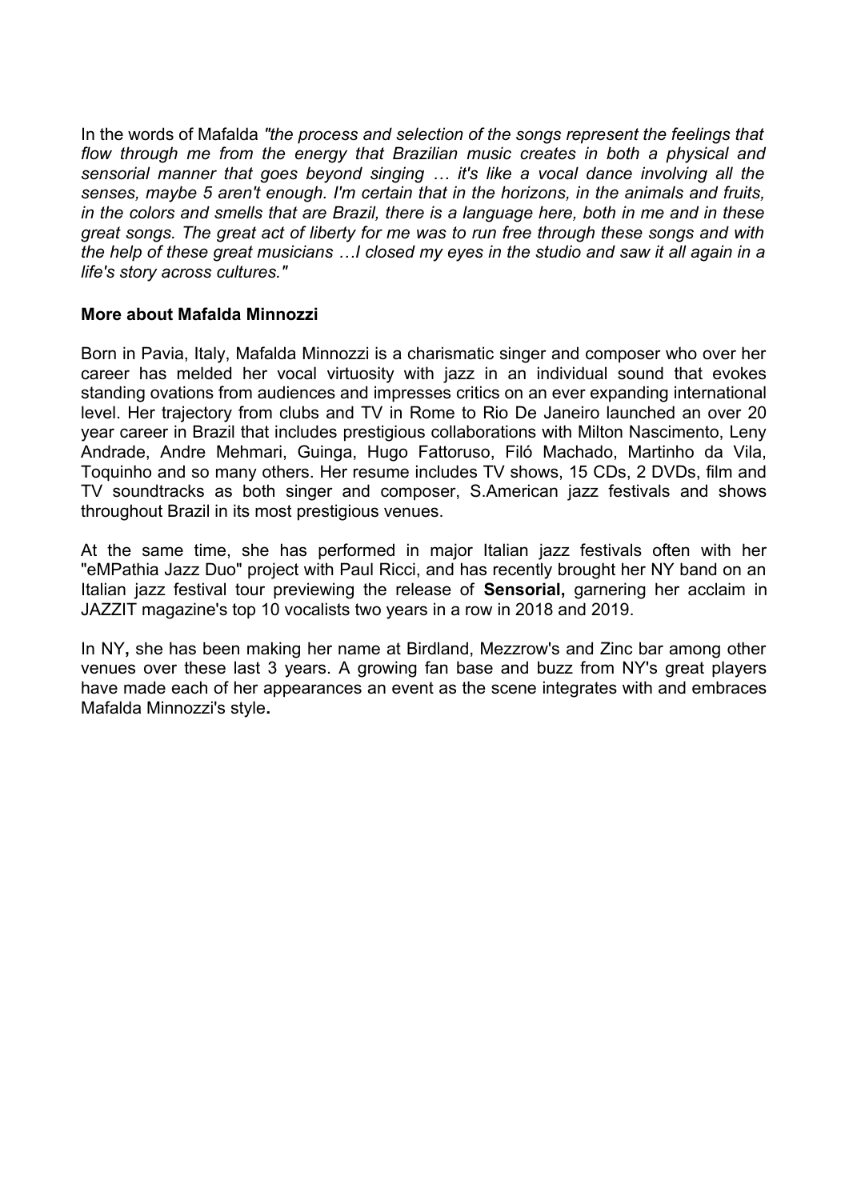In the words of Mafalda *"the process and selection of the songs represent the feelings that flow through me from the energy that Brazilian music creates in both a physical and sensorial manner that goes beyond singing … it's like a vocal dance involving all the senses, maybe 5 aren't enough. I'm certain that in the horizons, in the animals and fruits, in the colors and smells that are Brazil, there is a language here, both in me and in these great songs. The great act of liberty for me was to run free through these songs and with the help of these great musicians …I closed my eyes in the studio and saw it all again in a life's story across cultures."*

**More about Mafalda Minnozzi**

Born in Pavia, Italy, Mafalda Minnozzi is a charismatic singer and composer who over her career has melded her vocal virtuosity with jazz in an individual sound that evokes standing ovations from audiences and impresses critics on an ever expanding international level. Her trajectory from clubs and TV in Rome to Rio De Janeiro launched an over 20 year career in Brazil that includes prestigious collaborations with Milton Nascimento, Leny Andrade, Andre Mehmari, Guinga, Hugo Fattoruso, Filó Machado, Martinho da Vila, Toquinho and so many others. Her resume includes TV shows, 15 CDs, 2 DVDs, film and TV soundtracks as both singer and composer, S.American jazz festivals and shows throughout Brazil in its most prestigious venues.

At the same time, she has performed in major Italian jazz festivals often with her "eMPathia Jazz Duo" project with Paul Ricci, and has recently brought her NY band on an Italian jazz festival tour previewing the release of **Sensorial,** garnering her acclaim in JAZZIT magazine's top 10 vocalists two years in a row in 2018 and 2019.

In NY**,** she has been making her name at Birdland, Mezzrow's and Zinc bar among other venues over these last 3 years. A growing fan base and buzz from NY's great players have made each of her appearances an event as the scene integrates with and embraces Mafalda Minnozzi's style**.**